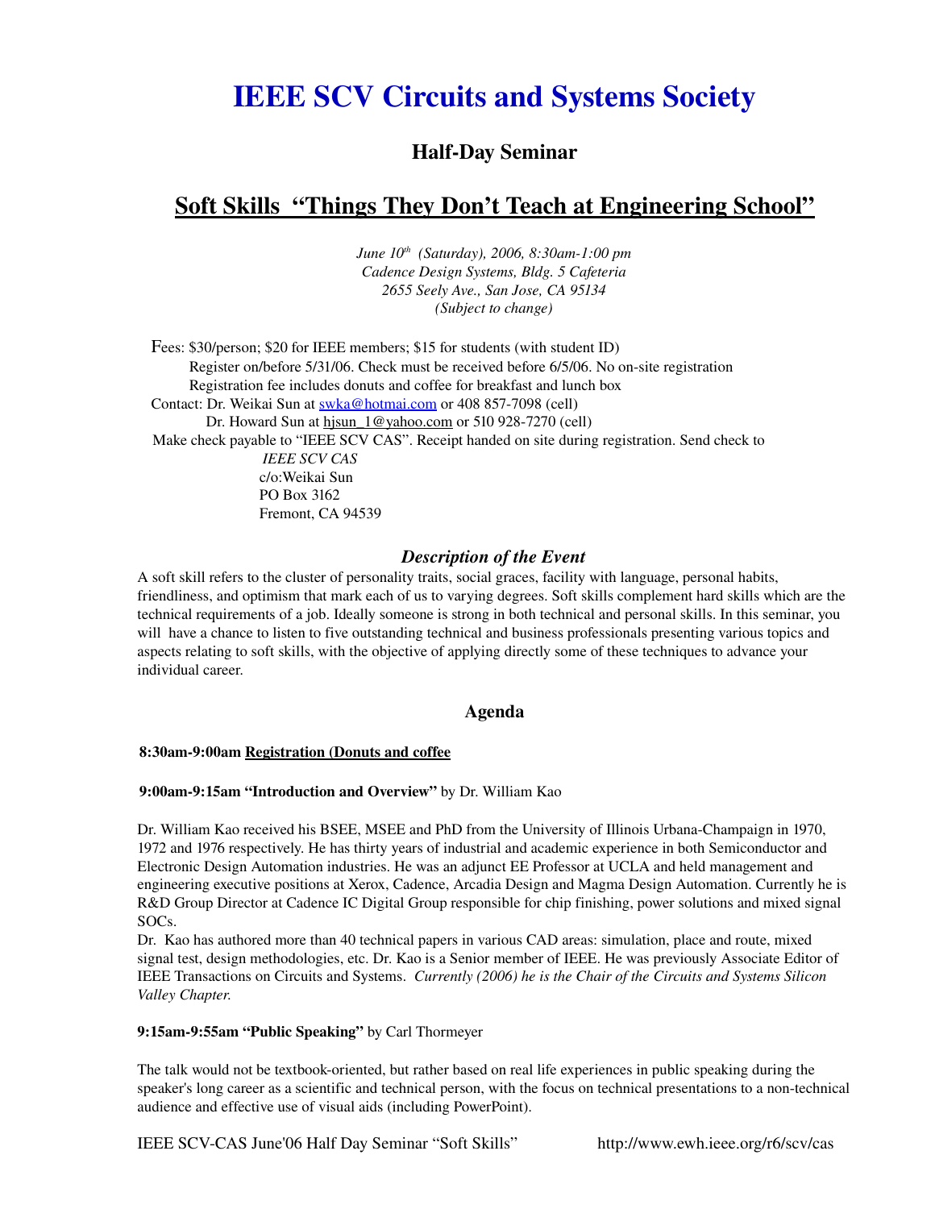# IEEE SCV Circuits and Systems Society

## Half-Day Seminar

## Soft Skills "Things They Don't Teach at Engineering School"

*June 10th (Saturday), 2006, 8:30am-1:00 pm*
*Cadence Design Systems, Bldg. 5 Cafeteria*
*2655 Seely Ave., San Jose, CA 95134*
*(Subject to change)*

Fees: $30/person; $20 for IEEE members; $15 for students (with student ID)
Register on/before 5/31/06. Check must be received before 6/5/06. No on-site registration
Registration fee includes donuts and coffee for breakfast and lunch box
Contact: Dr. Weikai Sun at swka@hotmai.com or 408 857-7098 (cell)
Dr. Howard Sun at hjsun_1@yahoo.com or 510 928-7270 (cell)
Make check payable to "IEEE SCV CAS". Receipt handed on site during registration. Send check to
*IEEE SCV CAS*
c/o:Weikai Sun
PO Box 3162
Fremont, CA 94539

### *Description of the Event*

A soft skill refers to the cluster of personality traits, social graces, facility with language, personal habits, friendliness, and optimism that mark each of us to varying degrees. Soft skills complement hard skills which are the technical requirements of a job. Ideally someone is strong in both technical and personal skills. In this seminar, you will have a chance to listen to five outstanding technical and business professionals presenting various topics and aspects relating to soft skills, with the objective of applying directly some of these techniques to advance your individual career.

### Agenda

**8:30am-9:00am Registration (Donuts and coffee**

**9:00am-9:15am "Introduction and Overview"** by Dr. William Kao

Dr. William Kao received his BSEE, MSEE and PhD from the University of Illinois Urbana-Champaign in 1970, 1972 and 1976 respectively. He has thirty years of industrial and academic experience in both Semiconductor and Electronic Design Automation industries. He was an adjunct EE Professor at UCLA and held management and engineering executive positions at Xerox, Cadence, Arcadia Design and Magma Design Automation. Currently he is R&D Group Director at Cadence IC Digital Group responsible for chip finishing, power solutions and mixed signal SOCs.
Dr. Kao has authored more than 40 technical papers in various CAD areas: simulation, place and route, mixed signal test, design methodologies, etc. Dr. Kao is a Senior member of IEEE. He was previously Associate Editor of IEEE Transactions on Circuits and Systems. *Currently (2006) he is the Chair of the Circuits and Systems Silicon Valley Chapter.*

**9:15am-9:55am "Public Speaking"** by Carl Thormeyer

The talk would not be textbook-oriented, but rather based on real life experiences in public speaking during the speaker's long career as a scientific and technical person, with the focus on technical presentations to a non-technical audience and effective use of visual aids (including PowerPoint).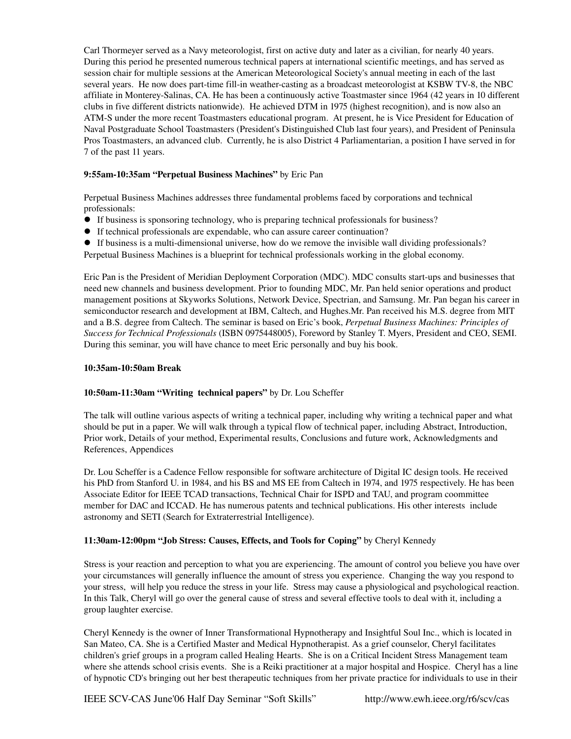Carl Thormeyer served as a Navy meteorologist, first on active duty and later as a civilian, for nearly 40 years. During this period he presented numerous technical papers at international scientific meetings, and has served as session chair for multiple sessions at the American Meteorological Society's annual meeting in each of the last several years. He now does part-time fill-in weather-casting as a broadcast meteorologist at KSBW TV-8, the NBC affiliate in Monterey-Salinas, CA. He has been a continuously active Toastmaster since 1964 (42 years in 10 different clubs in five different districts nationwide). He achieved DTM in 1975 (highest recognition), and is now also an ATM-S under the more recent Toastmasters educational program. At present, he is Vice President for Education of Naval Postgraduate School Toastmasters (President's Distinguished Club last four years), and President of Peninsula Pros Toastmasters, an advanced club. Currently, he is also District 4 Parliamentarian, a position I have served in for 7 of the past 11 years.

**9:55am-10:35am "Perpetual Business Machines"** by Eric Pan

Perpetual Business Machines addresses three fundamental problems faced by corporations and technical professionals:

- If business is sponsoring technology, who is preparing technical professionals for business?
- If technical professionals are expendable, who can assure career continuation?
- If business is a multi-dimensional universe, how do we remove the invisible wall dividing professionals?

Perpetual Business Machines is a blueprint for technical professionals working in the global economy.

Eric Pan is the President of Meridian Deployment Corporation (MDC). MDC consults start-ups and businesses that need new channels and business development. Prior to founding MDC, Mr. Pan held senior operations and product management positions at Skyworks Solutions, Network Device, Spectrian, and Samsung. Mr. Pan began his career in semiconductor research and development at IBM, Caltech, and Hughes.Mr. Pan received his M.S. degree from MIT and a B.S. degree from Caltech. The seminar is based on Eric's book, *Perpetual Business Machines: Principles of Success for Technical Professionals* (ISBN 0975448005), Foreword by Stanley T. Myers, President and CEO, SEMI. During this seminar, you will have chance to meet Eric personally and buy his book.

**10:35am-10:50am Break**

**10:50am-11:30am "Writing technical papers"** by Dr. Lou Scheffer

The talk will outline various aspects of writing a technical paper, including why writing a technical paper and what should be put in a paper. We will walk through a typical flow of technical paper, including Abstract, Introduction, Prior work, Details of your method, Experimental results, Conclusions and future work, Acknowledgments and References, Appendices

Dr. Lou Scheffer is a Cadence Fellow responsible for software architecture of Digital IC design tools. He received his PhD from Stanford U. in 1984, and his BS and MS EE from Caltech in 1974, and 1975 respectively. He has been Associate Editor for IEEE TCAD transactions, Technical Chair for ISPD and TAU, and program coommittee member for DAC and ICCAD. He has numerous patents and technical publications. His other interests include astronomy and SETI (Search for Extraterrestrial Intelligence).

**11:30am-12:00pm "Job Stress: Causes, Effects, and Tools for Coping"** by Cheryl Kennedy

Stress is your reaction and perception to what you are experiencing. The amount of control you believe you have over your circumstances will generally influence the amount of stress you experience. Changing the way you respond to your stress, will help you reduce the stress in your life. Stress may cause a physiological and psychological reaction. In this Talk, Cheryl will go over the general cause of stress and several effective tools to deal with it, including a group laughter exercise.

Cheryl Kennedy is the owner of Inner Transformational Hypnotherapy and Insightful Soul Inc., which is located in San Mateo, CA. She is a Certified Master and Medical Hypnotherapist. As a grief counselor, Cheryl facilitates children's grief groups in a program called Healing Hearts. She is on a Critical Incident Stress Management team where she attends school crisis events. She is a Reiki practitioner at a major hospital and Hospice. Cheryl has a line of hypnotic CD's bringing out her best therapeutic techniques from her private practice for individuals to use in their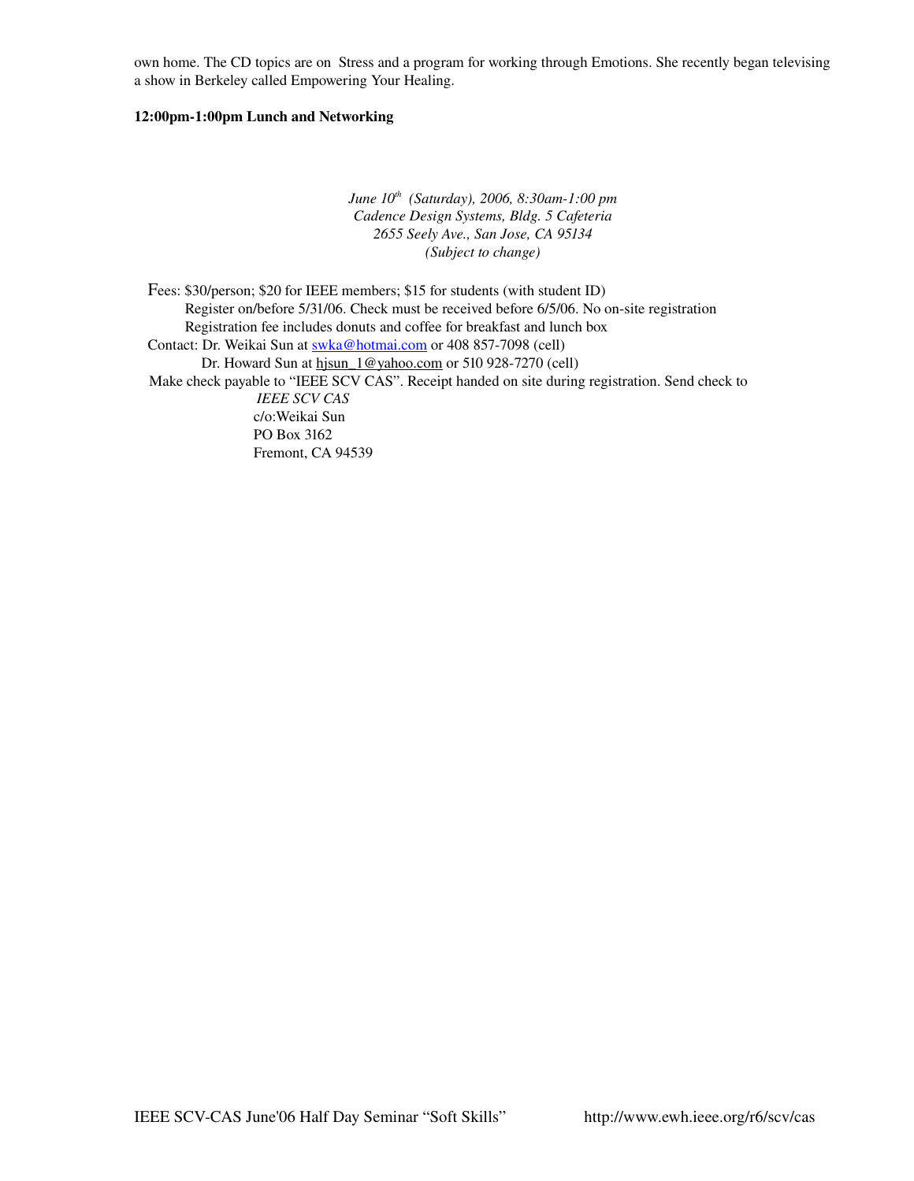own home. The CD topics are on Stress and a program for working through Emotions. She recently began televising a show in Berkeley called Empowering Your Healing.

**12:00pm-1:00pm Lunch and Networking**

*June 10th (Saturday), 2006, 8:30am-1:00 pm*
*Cadence Design Systems, Bldg. 5 Cafeteria*
*2655 Seely Ave., San Jose, CA 95134*
*(Subject to change)*

Fees: $30/person; $20 for IEEE members; $15 for students (with student ID)
Register on/before 5/31/06. Check must be received before 6/5/06. No on-site registration
Registration fee includes donuts and coffee for breakfast and lunch box

Contact: Dr. Weikai Sun at swka@hotmai.com or 408 857-7098 (cell)
Dr. Howard Sun at hjsun_1@yahoo.com or 510 928-7270 (cell)

Make check payable to "IEEE SCV CAS". Receipt handed on site during registration. Send check to

*IEEE SCV CAS*
c/o:Weikai Sun
PO Box 3162
Fremont, CA 94539